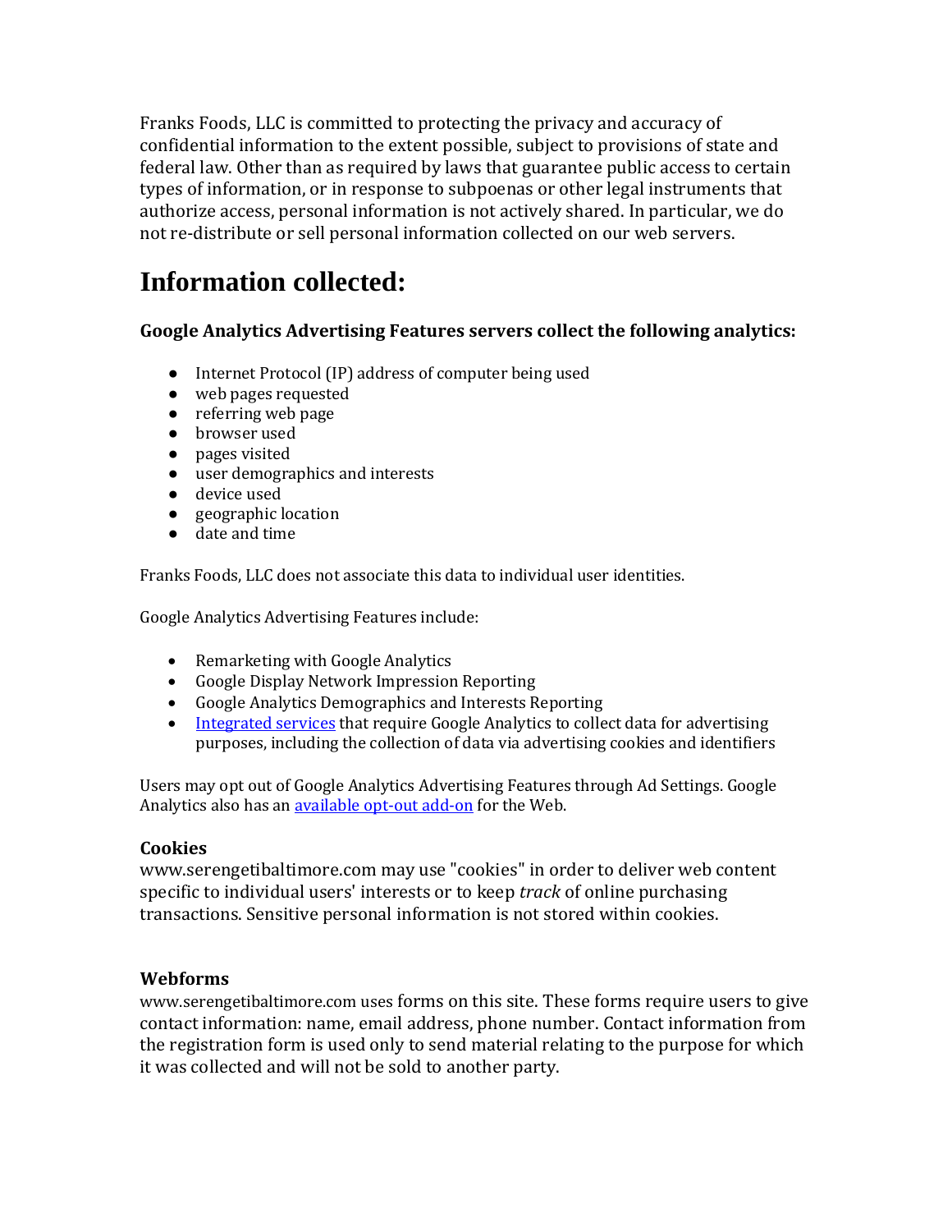Franks Foods, LLC is committed to protecting the privacy and accuracy of confidential information to the extent possible, subject to provisions of state and federal law. Other than as required by laws that guarantee public access to certain types of information, or in response to subpoenas or other legal instruments that authorize access, personal information is not actively shared. In particular, we do not re-distribute or sell personal information collected on our web servers.

# Information collected:

**Google Analytics Advertising Features servers collect the following analytics:**

- Internet Protocol (IP) address of computer being used
- web pages requested
- referring web page
- browser used
- pages visited
- user demographics and interests
- device used
- geographic location
- date and time

Franks Foods, LLC does not associate this data to individual user identities.

Google Analytics Advertising Features include:

- Remarketing with Google Analytics
- Google Display Network Impression Reporting
- Google Analytics Demographics and Interests Reporting
- [Integrated services] that require Google Analytics to collect data for advertising purposes, including the collection of data via advertising cookies and identifiers

Users may opt out of Google Analytics Advertising Features through Ad Settings. Google Analytics also has an [available opt-out add-on] for the Web.

**Cookies**
www.serengetibaltimore.com may use "cookies" in order to deliver web content specific to individual users' interests or to keep *track* of online purchasing transactions. Sensitive personal information is not stored within cookies.

**Webforms**
www.serengetibaltimore.com uses forms on this site. These forms require users to give contact information: name, email address, phone number. Contact information from the registration form is used only to send material relating to the purpose for which it was collected and will not be sold to another party.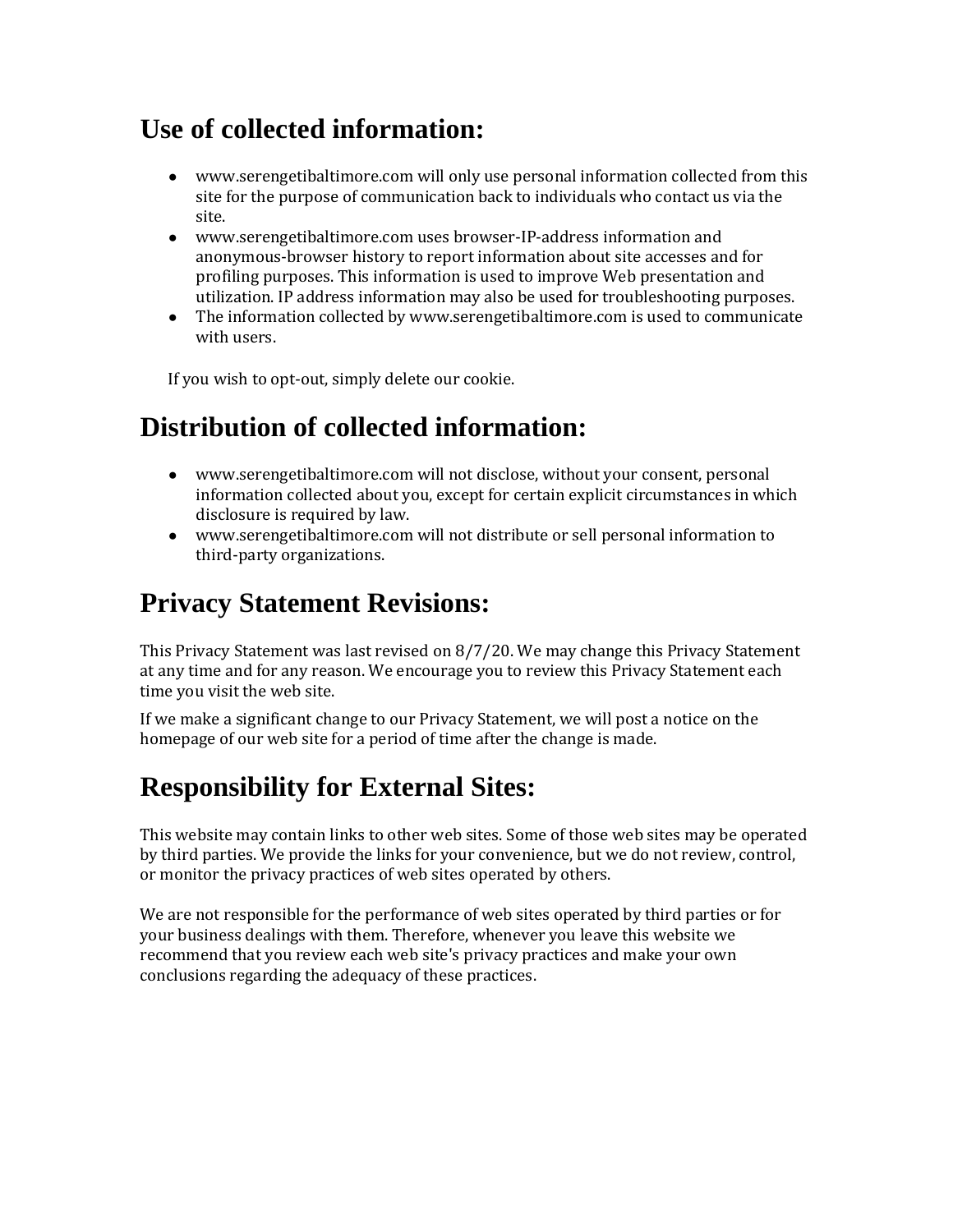## Use of collected information:

- www.serengetibaltimore.com will only use personal information collected from this site for the purpose of communication back to individuals who contact us via the site.
- www.serengetibaltimore.com uses browser-IP-address information and anonymous-browser history to report information about site accesses and for profiling purposes. This information is used to improve Web presentation and utilization. IP address information may also be used for troubleshooting purposes.
- The information collected by www.serengetibaltimore.com is used to communicate with users.

If you wish to opt-out, simply delete our cookie.

## Distribution of collected information:

- www.serengetibaltimore.com will not disclose, without your consent, personal information collected about you, except for certain explicit circumstances in which disclosure is required by law.
- www.serengetibaltimore.com will not distribute or sell personal information to third-party organizations.

## Privacy Statement Revisions:

This Privacy Statement was last revised on 8/7/20. We may change this Privacy Statement at any time and for any reason. We encourage you to review this Privacy Statement each time you visit the web site.

If we make a significant change to our Privacy Statement, we will post a notice on the homepage of our web site for a period of time after the change is made.

## Responsibility for External Sites:

This website may contain links to other web sites. Some of those web sites may be operated by third parties. We provide the links for your convenience, but we do not review, control, or monitor the privacy practices of web sites operated by others.

We are not responsible for the performance of web sites operated by third parties or for your business dealings with them. Therefore, whenever you leave this website we recommend that you review each web site's privacy practices and make your own conclusions regarding the adequacy of these practices.